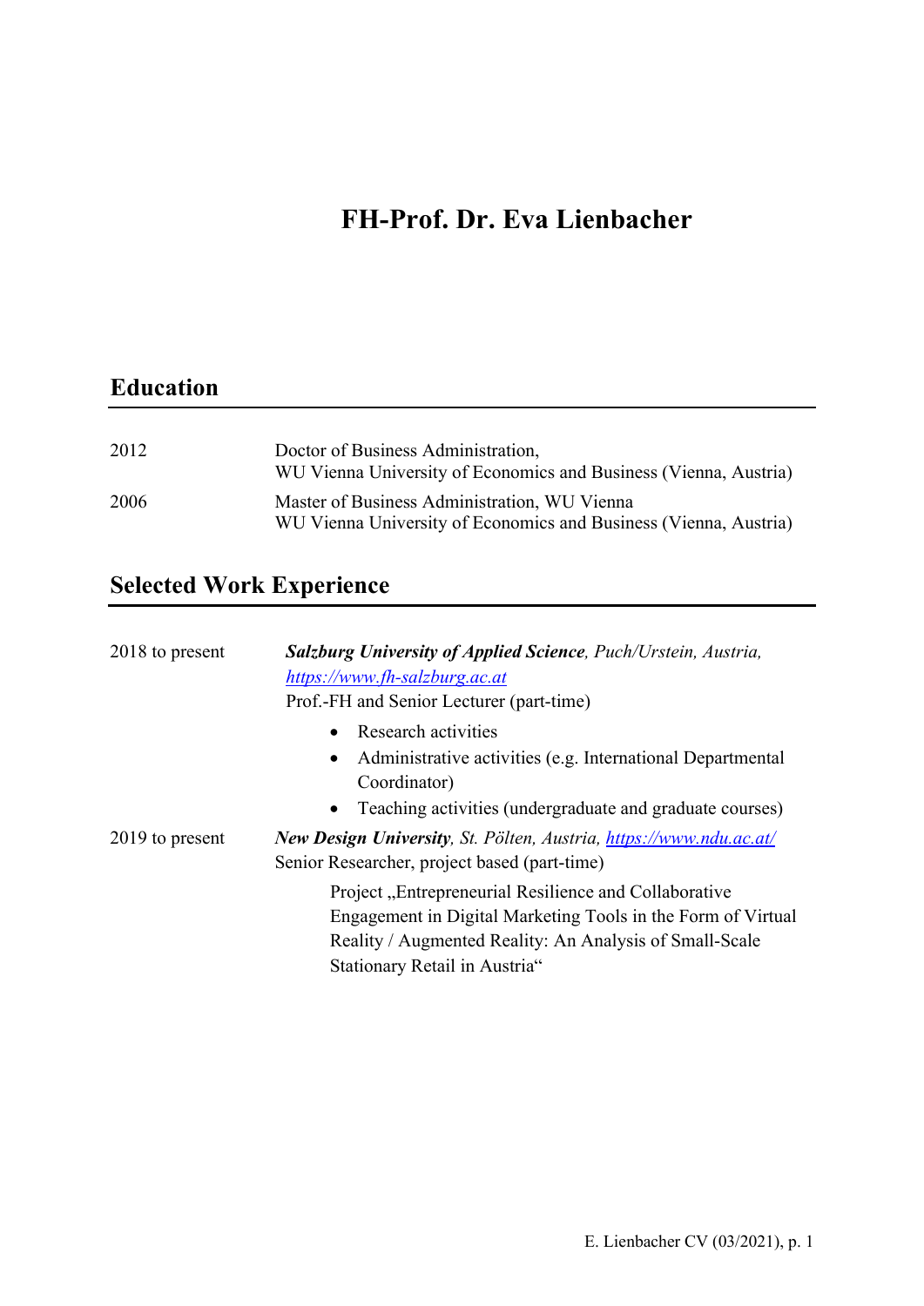# FH-Prof. Dr. Eva Lienbacher

## Education

| | |
|---|---|
| 2012 | Doctor of Business Administration,<br>WU Vienna University of Economics and Business (Vienna, Austria) |
| 2006 | Master of Business Administration, WU Vienna<br>WU Vienna University of Economics and Business (Vienna, Austria) |

## Selected Work Experience

**2018 to present**

***Salzburg University of Applied Science****, Puch/Urstein, Austria,* [*https://www.fh-salzburg.ac.at*](https://www.fh-salzburg.ac.at)

Prof.-FH and Senior Lecturer (part-time)

- Research activities
- Administrative activities (e.g. International Departmental Coordinator)
- Teaching activities (undergraduate and graduate courses)

**2019 to present**

***New Design University****, St. Pölten, Austria,* [*https://www.ndu.ac.at/*](https://www.ndu.ac.at/)

Senior Researcher, project based (part-time)

Project „Entrepreneurial Resilience and Collaborative Engagement in Digital Marketing Tools in the Form of Virtual Reality / Augmented Reality: An Analysis of Small-Scale Stationary Retail in Austria“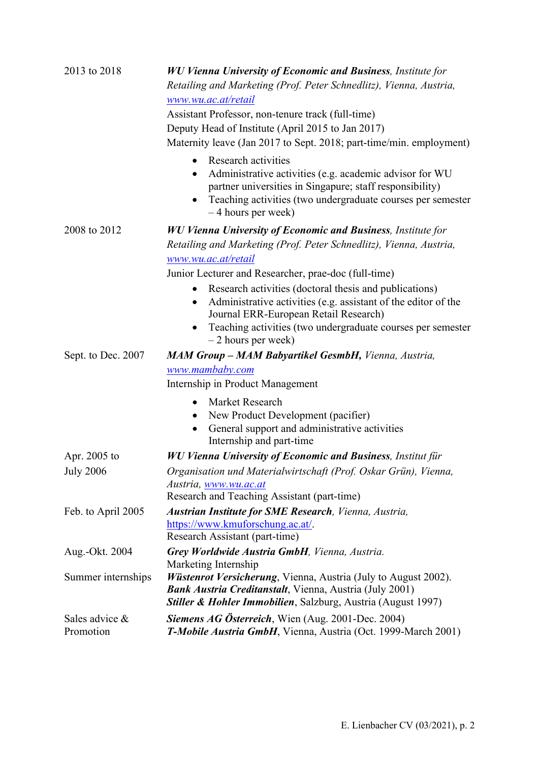2013 to 2018

***WU Vienna University of Economic and Business****, Institute for Retailing and Marketing (Prof. Peter Schnedlitz), Vienna, Austria,* [*www.wu.ac.at/retail*](http://www.wu.ac.at/retail)

Assistant Professor, non-tenure track (full-time)
Deputy Head of Institute (April 2015 to Jan 2017)
Maternity leave (Jan 2017 to Sept. 2018; part-time/min. employment)

- Research activities
- Administrative activities (e.g. academic advisor for WU partner universities in Singapore; staff responsibility)
- Teaching activities (two undergraduate courses per semester – 4 hours per week)

2008 to 2012

***WU Vienna University of Economic and Business****, Institute for Retailing and Marketing (Prof. Peter Schnedlitz), Vienna, Austria,* [*www.wu.ac.at/retail*](http://www.wu.ac.at/retail)

Junior Lecturer and Researcher, prae-doc (full-time)

- Research activities (doctoral thesis and publications)
- Administrative activities (e.g. assistant of the editor of the Journal ERR-European Retail Research)
- Teaching activities (two undergraduate courses per semester – 2 hours per week)

Sept. to Dec. 2007

***MAM Group – MAM Babyartikel GesmbH,*** *Vienna, Austria,* [*www.mambaby.com*](http://www.mambaby.com)

Internship in Product Management

- Market Research
- New Product Development (pacifier)
- General support and administrative activities
  Internship and part-time

Apr. 2005 to July 2006

***WU Vienna University of Economic and Business****, Institut für Organisation und Materialwirtschaft (Prof. Oskar Grün), Vienna, Austria,* [*www.wu.ac.at*](http://www.wu.ac.at)

Research and Teaching Assistant (part-time)

Feb. to April 2005

***Austrian Institute for SME Research****, Vienna, Austria,* [https://www.kmuforschung.ac.at/](https://www.kmuforschung.ac.at/).

Research Assistant (part-time)

Aug.-Okt. 2004

***Grey Worldwide Austria GmbH****, Vienna, Austria.*

Marketing Internship

Summer internships

***Wüstenrot Versicherung***, Vienna, Austria (July to August 2002).
***Bank Austria Creditanstalt***, Vienna, Austria (July 2001)
***Stiller & Hohler Immobilien***, Salzburg, Austria (August 1997)

Sales advice & Promotion

***Siemens AG Österreich***, Wien (Aug. 2001-Dec. 2004)
***T-Mobile Austria GmbH***, Vienna, Austria (Oct. 1999-March 2001)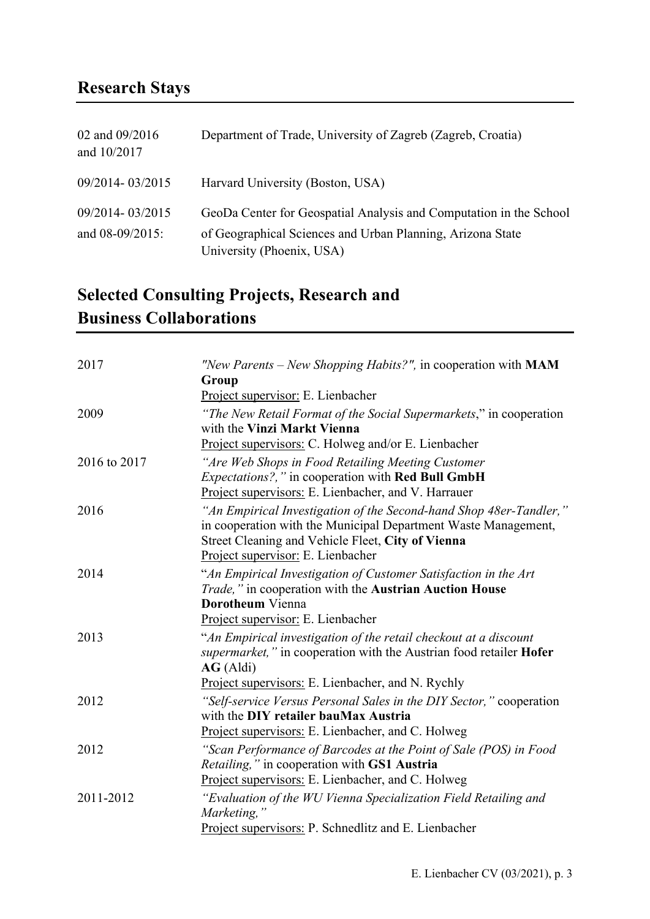## Research Stays

| | |
|---|---|
| 02 and 09/2016 and 10/2017 | Department of Trade, University of Zagreb (Zagreb, Croatia) |
| 09/2014- 03/2015 | Harvard University (Boston, USA) |
| 09/2014- 03/2015 and 08-09/2015: | GeoDa Center for Geospatial Analysis and Computation in the School of Geographical Sciences and Urban Planning, Arizona State University (Phoenix, USA) |

## Selected Consulting Projects, Research and Business Collaborations

| | |
|---|---|
| 2017 | *"New Parents – New Shopping Habits?",* in cooperation with **MAM Group**<br>Project supervisor: E. Lienbacher |
| 2009 | *"The New Retail Format of the Social Supermarkets*," in cooperation with the **Vinzi Markt Vienna**<br>Project supervisors: C. Holweg and/or E. Lienbacher |
| 2016 to 2017 | *"Are Web Shops in Food Retailing Meeting Customer Expectations?,"* in cooperation with **Red Bull GmbH**<br>Project supervisors: E. Lienbacher, and V. Harrauer |
| 2016 | *"An Empirical Investigation of the Second-hand Shop 48er-Tandler,"* in cooperation with the Municipal Department Waste Management, Street Cleaning and Vehicle Fleet, **City of Vienna**<br>Project supervisor: E. Lienbacher |
| 2014 | "*An Empirical Investigation of Customer Satisfaction in the Art Trade,"* in cooperation with the **Austrian Auction House Dorotheum** Vienna<br>Project supervisor: E. Lienbacher |
| 2013 | "*An Empirical investigation of the retail checkout at a discount supermarket,"* in cooperation with the Austrian food retailer **Hofer AG** (Aldi)<br>Project supervisors: E. Lienbacher, and N. Rychly |
| 2012 | *"Self-service Versus Personal Sales in the DIY Sector,"* cooperation with the **DIY retailer bauMax Austria**<br>Project supervisors: E. Lienbacher, and C. Holweg |
| 2012 | *"Scan Performance of Barcodes at the Point of Sale (POS) in Food Retailing,"* in cooperation with **GS1 Austria**<br>Project supervisors: E. Lienbacher, and C. Holweg |
| 2011-2012 | *"Evaluation of the WU Vienna Specialization Field Retailing and Marketing,"*<br>Project supervisors: P. Schnedlitz and E. Lienbacher |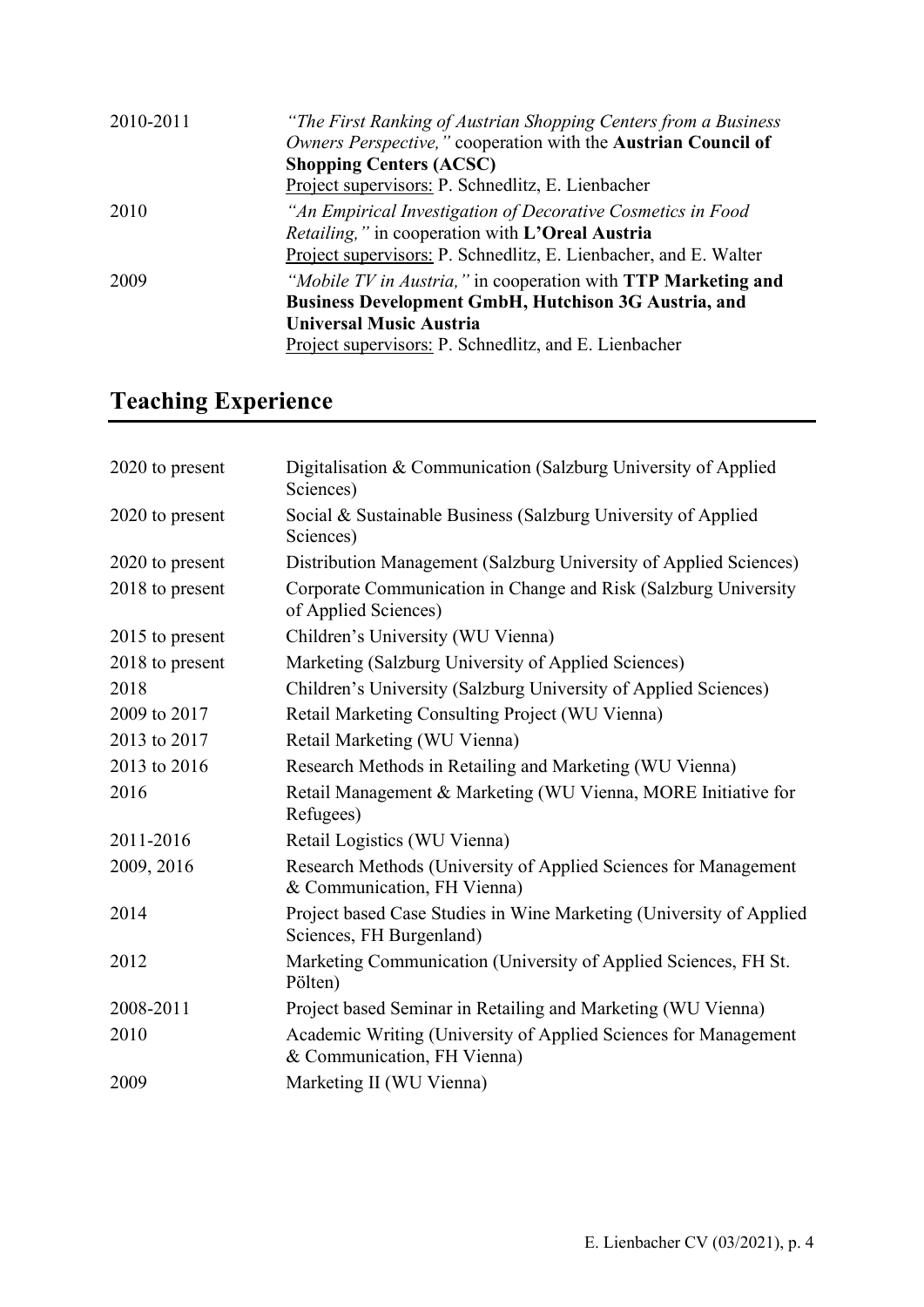| | |
|---|---|
| 2010-2011 | *"The First Ranking of Austrian Shopping Centers from a Business Owners Perspective,"* cooperation with the **Austrian Council of Shopping Centers (ACSC)**<br>Project supervisors: P. Schnedlitz, E. Lienbacher |
| 2010 | *"An Empirical Investigation of Decorative Cosmetics in Food Retailing,"* in cooperation with **L'Oreal Austria**<br>Project supervisors: P. Schnedlitz, E. Lienbacher, and E. Walter |
| 2009 | *"Mobile TV in Austria,"* in cooperation with **TTP Marketing and Business Development GmbH, Hutchison 3G Austria, and Universal Music Austria**<br>Project supervisors: P. Schnedlitz, and E. Lienbacher |

## Teaching Experience

| | |
|---|---|
| 2020 to present | Digitalisation & Communication (Salzburg University of Applied Sciences) |
| 2020 to present | Social & Sustainable Business (Salzburg University of Applied Sciences) |
| 2020 to present | Distribution Management (Salzburg University of Applied Sciences) |
| 2018 to present | Corporate Communication in Change and Risk (Salzburg University of Applied Sciences) |
| 2015 to present | Children's University (WU Vienna) |
| 2018 to present | Marketing (Salzburg University of Applied Sciences) |
| 2018 | Children's University (Salzburg University of Applied Sciences) |
| 2009 to 2017 | Retail Marketing Consulting Project (WU Vienna) |
| 2013 to 2017 | Retail Marketing (WU Vienna) |
| 2013 to 2016 | Research Methods in Retailing and Marketing (WU Vienna) |
| 2016 | Retail Management & Marketing (WU Vienna, MORE Initiative for Refugees) |
| 2011-2016 | Retail Logistics (WU Vienna) |
| 2009, 2016 | Research Methods (University of Applied Sciences for Management & Communication, FH Vienna) |
| 2014 | Project based Case Studies in Wine Marketing (University of Applied Sciences, FH Burgenland) |
| 2012 | Marketing Communication (University of Applied Sciences, FH St. Pölten) |
| 2008-2011 | Project based Seminar in Retailing and Marketing (WU Vienna) |
| 2010 | Academic Writing (University of Applied Sciences for Management & Communication, FH Vienna) |
| 2009 | Marketing II (WU Vienna) |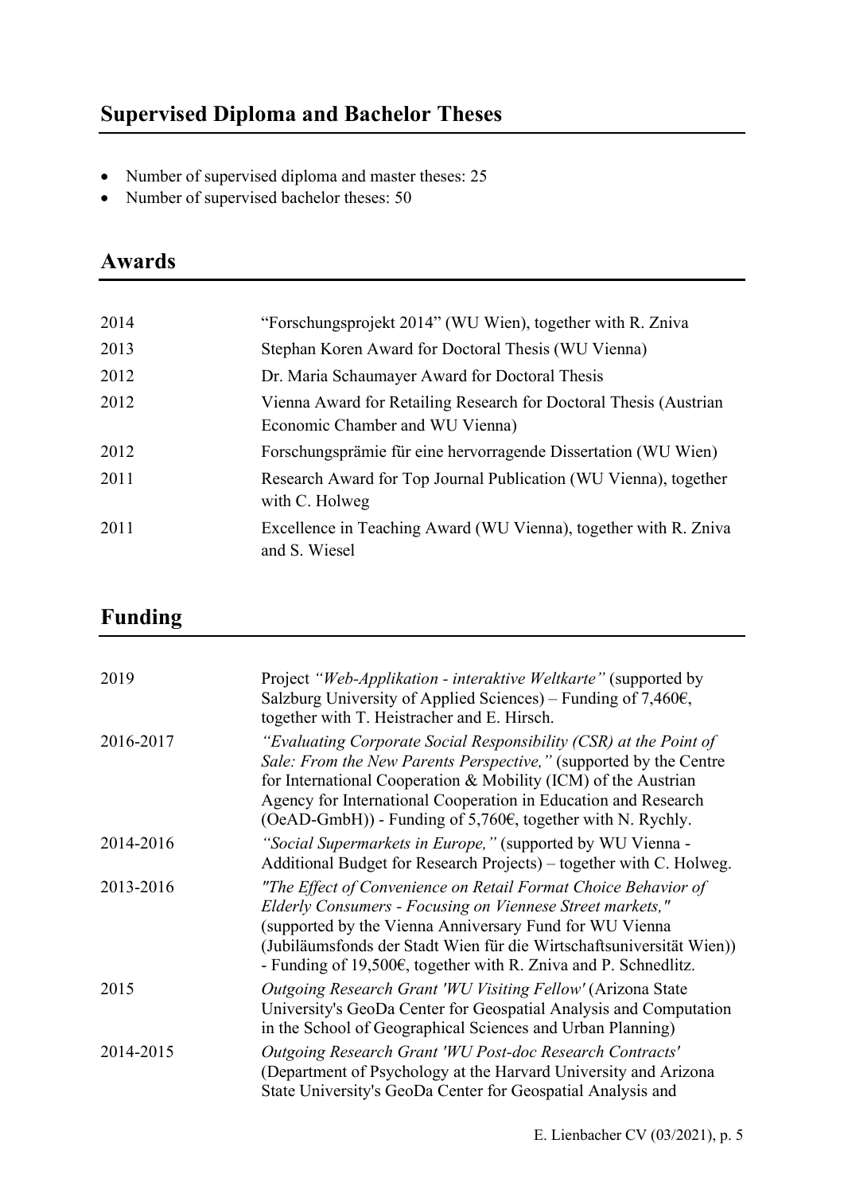## Supervised Diploma and Bachelor Theses

- Number of supervised diploma and master theses: 25
- Number of supervised bachelor theses: 50

## Awards

| | |
|---|---|
| 2014 | "Forschungsprojekt 2014" (WU Wien), together with R. Zniva |
| 2013 | Stephan Koren Award for Doctoral Thesis (WU Vienna) |
| 2012 | Dr. Maria Schaumayer Award for Doctoral Thesis |
| 2012 | Vienna Award for Retailing Research for Doctoral Thesis (Austrian Economic Chamber and WU Vienna) |
| 2012 | Forschungsprämie für eine hervorragende Dissertation (WU Wien) |
| 2011 | Research Award for Top Journal Publication (WU Vienna), together with C. Holweg |
| 2011 | Excellence in Teaching Award (WU Vienna), together with R. Zniva and S. Wiesel |

## Funding

| | |
|---|---|
| 2019 | Project *"Web-Applikation - interaktive Weltkarte"* (supported by Salzburg University of Applied Sciences) – Funding of 7,460€, together with T. Heistracher and E. Hirsch. |
| 2016-2017 | *"Evaluating Corporate Social Responsibility (CSR) at the Point of Sale: From the New Parents Perspective,"* (supported by the Centre for International Cooperation & Mobility (ICM) of the Austrian Agency for International Cooperation in Education and Research (OeAD-GmbH)) - Funding of 5,760€, together with N. Rychly. |
| 2014-2016 | *"Social Supermarkets in Europe,"* (supported by WU Vienna - Additional Budget for Research Projects) – together with C. Holweg. |
| 2013-2016 | *"The Effect of Convenience on Retail Format Choice Behavior of Elderly Consumers - Focusing on Viennese Street markets,"* (supported by the Vienna Anniversary Fund for WU Vienna (Jubiläumsfonds der Stadt Wien für die Wirtschaftsuniversität Wien)) - Funding of 19,500€, together with R. Zniva and P. Schnedlitz. |
| 2015 | *Outgoing Research Grant 'WU Visiting Fellow'* (Arizona State University's GeoDa Center for Geospatial Analysis and Computation in the School of Geographical Sciences and Urban Planning) |
| 2014-2015 | *Outgoing Research Grant 'WU Post-doc Research Contracts'* (Department of Psychology at the Harvard University and Arizona State University's GeoDa Center for Geospatial Analysis and |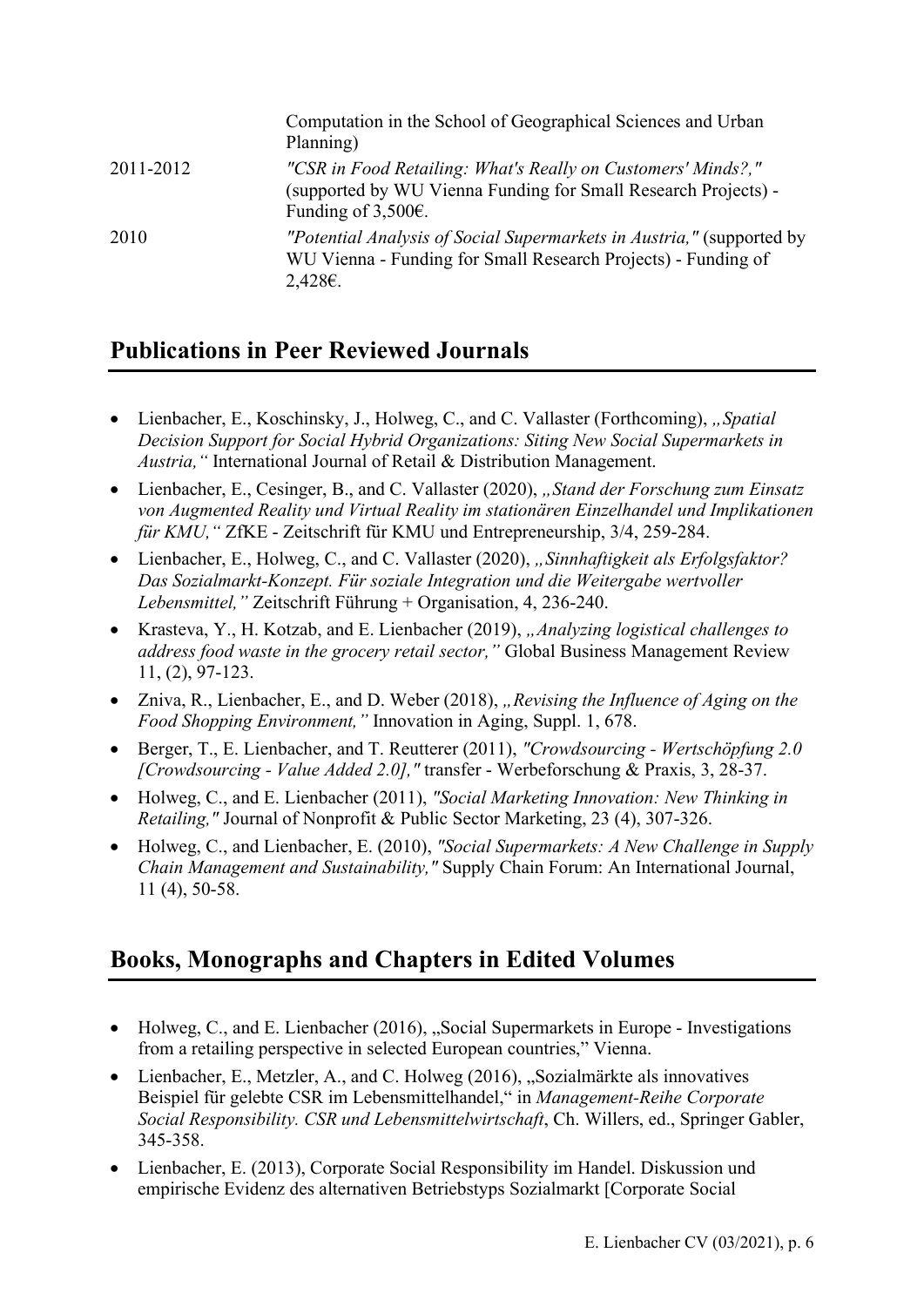| | |
|---|---|
| | Computation in the School of Geographical Sciences and Urban Planning) |
| 2011-2012 | *"CSR in Food Retailing: What's Really on Customers' Minds?,"* (supported by WU Vienna Funding for Small Research Projects) - Funding of 3,500€. |
| 2010 | *"Potential Analysis of Social Supermarkets in Austria,"* (supported by WU Vienna - Funding for Small Research Projects) - Funding of 2,428€. |

## Publications in Peer Reviewed Journals

- Lienbacher, E., Koschinsky, J., Holweg, C., and C. Vallaster (Forthcoming), *„Spatial Decision Support for Social Hybrid Organizations: Siting New Social Supermarkets in Austria,“* International Journal of Retail & Distribution Management.
- Lienbacher, E., Cesinger, B., and C. Vallaster (2020), *„Stand der Forschung zum Einsatz von Augmented Reality und Virtual Reality im stationären Einzelhandel und Implikationen für KMU,“* ZfKE - Zeitschrift für KMU und Entrepreneurship, 3/4, 259-284.
- Lienbacher, E., Holweg, C., and C. Vallaster (2020), *„Sinnhaftigkeit als Erfolgsfaktor? Das Sozialmarkt-Konzept. Für soziale Integration und die Weitergabe wertvoller Lebensmittel,“* Zeitschrift Führung + Organisation, 4, 236-240.
- Krasteva, Y., H. Kotzab, and E. Lienbacher (2019), *„Analyzing logistical challenges to address food waste in the grocery retail sector,“* Global Business Management Review 11, (2), 97-123.
- Zniva, R., Lienbacher, E., and D. Weber (2018), *„Revising the Influence of Aging on the Food Shopping Environment,“* Innovation in Aging, Suppl. 1, 678.
- Berger, T., E. Lienbacher, and T. Reutterer (2011), *"Crowdsourcing - Wertschöpfung 2.0 [Crowdsourcing - Value Added 2.0],"* transfer - Werbeforschung & Praxis, 3, 28-37.
- Holweg, C., and E. Lienbacher (2011), *"Social Marketing Innovation: New Thinking in Retailing,"* Journal of Nonprofit & Public Sector Marketing, 23 (4), 307-326.
- Holweg, C., and Lienbacher, E. (2010), *"Social Supermarkets: A New Challenge in Supply Chain Management and Sustainability,"* Supply Chain Forum: An International Journal, 11 (4), 50-58.

## Books, Monographs and Chapters in Edited Volumes

- Holweg, C., and E. Lienbacher (2016), „Social Supermarkets in Europe - Investigations from a retailing perspective in selected European countries,“ Vienna.
- Lienbacher, E., Metzler, A., and C. Holweg (2016), „Sozialmärkte als innovatives Beispiel für gelebte CSR im Lebensmittelhandel,“ in *Management-Reihe Corporate Social Responsibility. CSR und Lebensmittelwirtschaft*, Ch. Willers, ed., Springer Gabler, 345-358.
- Lienbacher, E. (2013), Corporate Social Responsibility im Handel. Diskussion und empirische Evidenz des alternativen Betriebstyps Sozialmarkt [Corporate Social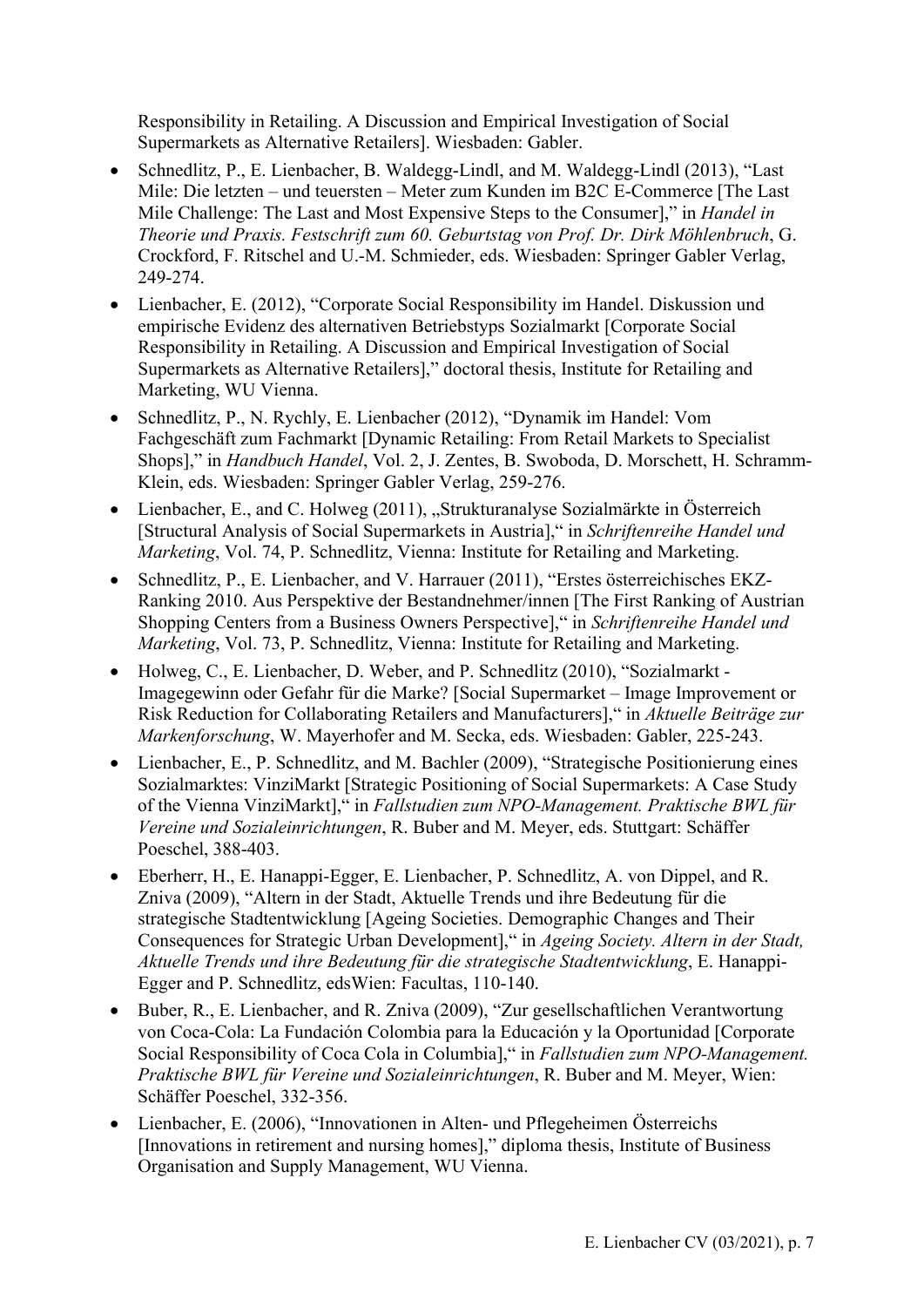Responsibility in Retailing. A Discussion and Empirical Investigation of Social Supermarkets as Alternative Retailers]. Wiesbaden: Gabler.

- Schnedlitz, P., E. Lienbacher, B. Waldegg-Lindl, and M. Waldegg-Lindl (2013), "Last Mile: Die letzten – und teuersten – Meter zum Kunden im B2C E-Commerce [The Last Mile Challenge: The Last and Most Expensive Steps to the Consumer]," in *Handel in Theorie und Praxis. Festschrift zum 60. Geburtstag von Prof. Dr. Dirk Möhlenbruch*, G. Crockford, F. Ritschel and U.-M. Schmieder, eds. Wiesbaden: Springer Gabler Verlag, 249-274.
- Lienbacher, E. (2012), "Corporate Social Responsibility im Handel. Diskussion und empirische Evidenz des alternativen Betriebstyps Sozialmarkt [Corporate Social Responsibility in Retailing. A Discussion and Empirical Investigation of Social Supermarkets as Alternative Retailers]," doctoral thesis, Institute for Retailing and Marketing, WU Vienna.
- Schnedlitz, P., N. Rychly, E. Lienbacher (2012), "Dynamik im Handel: Vom Fachgeschäft zum Fachmarkt [Dynamic Retailing: From Retail Markets to Specialist Shops]," in *Handbuch Handel*, Vol. 2, J. Zentes, B. Swoboda, D. Morschett, H. Schramm-Klein, eds. Wiesbaden: Springer Gabler Verlag, 259-276.
- Lienbacher, E., and C. Holweg (2011), „Strukturanalyse Sozialmärkte in Österreich [Structural Analysis of Social Supermarkets in Austria]," in *Schriftenreihe Handel und Marketing*, Vol. 74, P. Schnedlitz, Vienna: Institute for Retailing and Marketing.
- Schnedlitz, P., E. Lienbacher, and V. Harrauer (2011), "Erstes österreichisches EKZ-Ranking 2010. Aus Perspektive der Bestandnehmer/innen [The First Ranking of Austrian Shopping Centers from a Business Owners Perspective]," in *Schriftenreihe Handel und Marketing*, Vol. 73, P. Schnedlitz, Vienna: Institute for Retailing and Marketing.
- Holweg, C., E. Lienbacher, D. Weber, and P. Schnedlitz (2010), "Sozialmarkt - Imagegewinn oder Gefahr für die Marke? [Social Supermarket – Image Improvement or Risk Reduction for Collaborating Retailers and Manufacturers]," in *Aktuelle Beiträge zur Markenforschung*, W. Mayerhofer and M. Secka, eds. Wiesbaden: Gabler, 225-243.
- Lienbacher, E., P. Schnedlitz, and M. Bachler (2009), "Strategische Positionierung eines Sozialmarktes: VinziMarkt [Strategic Positioning of Social Supermarkets: A Case Study of the Vienna VinziMarkt]," in *Fallstudien zum NPO-Management. Praktische BWL für Vereine und Sozialeinrichtungen*, R. Buber and M. Meyer, eds. Stuttgart: Schäffer Poeschel, 388-403.
- Eberherr, H., E. Hanappi-Egger, E. Lienbacher, P. Schnedlitz, A. von Dippel, and R. Zniva (2009), "Altern in der Stadt, Aktuelle Trends und ihre Bedeutung für die strategische Stadtentwicklung [Ageing Societies. Demographic Changes and Their Consequences for Strategic Urban Development]," in *Ageing Society. Altern in der Stadt, Aktuelle Trends und ihre Bedeutung für die strategische Stadtentwicklung*, E. Hanappi-Egger and P. Schnedlitz, edsWien: Facultas, 110-140.
- Buber, R., E. Lienbacher, and R. Zniva (2009), "Zur gesellschaftlichen Verantwortung von Coca-Cola: La Fundación Colombia para la Educación y la Oportunidad [Corporate Social Responsibility of Coca Cola in Columbia]," in *Fallstudien zum NPO-Management. Praktische BWL für Vereine und Sozialeinrichtungen*, R. Buber and M. Meyer, Wien: Schäffer Poeschel, 332-356.
- Lienbacher, E. (2006), "Innovationen in Alten- und Pflegeheimen Österreichs [Innovations in retirement and nursing homes]," diploma thesis, Institute of Business Organisation and Supply Management, WU Vienna.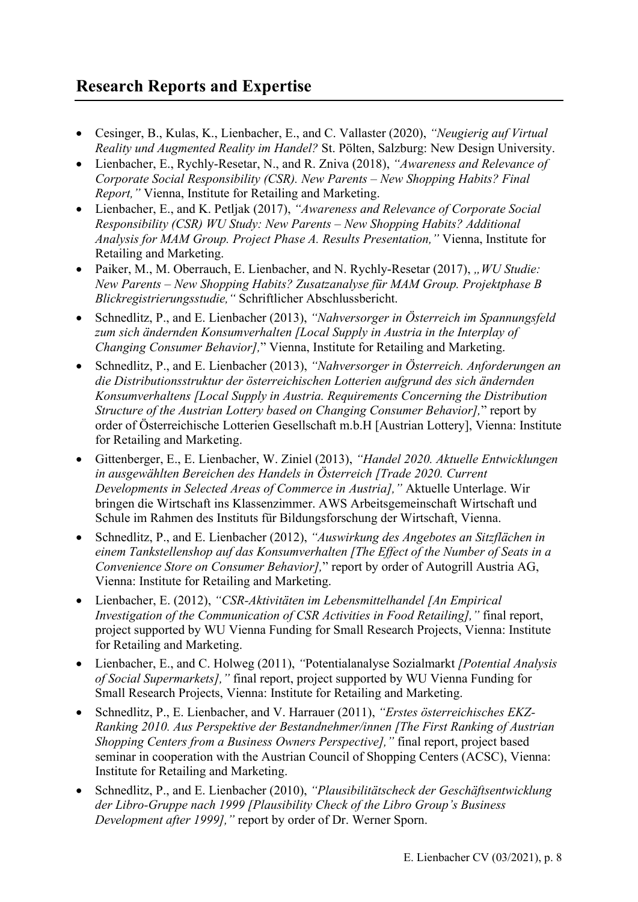## Research Reports and Expertise

- Cesinger, B., Kulas, K., Lienbacher, E., and C. Vallaster (2020), *"Neugierig auf Virtual Reality und Augmented Reality im Handel?* St. Pölten, Salzburg: New Design University.
- Lienbacher, E., Rychly-Resetar, N., and R. Zniva (2018), *"Awareness and Relevance of Corporate Social Responsibility (CSR). New Parents – New Shopping Habits? Final Report,"* Vienna, Institute for Retailing and Marketing.
- Lienbacher, E., and K. Petljak (2017), *"Awareness and Relevance of Corporate Social Responsibility (CSR) WU Study: New Parents – New Shopping Habits? Additional Analysis for MAM Group. Project Phase A. Results Presentation,"* Vienna, Institute for Retailing and Marketing.
- Paiker, M., M. Oberrauch, E. Lienbacher, and N. Rychly-Resetar (2017), *„WU Studie: New Parents – New Shopping Habits? Zusatzanalyse für MAM Group. Projektphase B Blickregistrierungsstudie,"* Schriftlicher Abschlussbericht.
- Schnedlitz, P., and E. Lienbacher (2013), *"Nahversorger in Österreich im Spannungsfeld zum sich ändernden Konsumverhalten [Local Supply in Austria in the Interplay of Changing Consumer Behavior],*" Vienna, Institute for Retailing and Marketing.
- Schnedlitz, P., and E. Lienbacher (2013), *"Nahversorger in Österreich. Anforderungen an die Distributionsstruktur der österreichischen Lotterien aufgrund des sich ändernden Konsumverhaltens [Local Supply in Austria. Requirements Concerning the Distribution Structure of the Austrian Lottery based on Changing Consumer Behavior],*" report by order of Österreichische Lotterien Gesellschaft m.b.H [Austrian Lottery], Vienna: Institute for Retailing and Marketing.
- Gittenberger, E., E. Lienbacher, W. Ziniel (2013), *"Handel 2020. Aktuelle Entwicklungen in ausgewählten Bereichen des Handels in Österreich [Trade 2020. Current Developments in Selected Areas of Commerce in Austria],"* Aktuelle Unterlage. Wir bringen die Wirtschaft ins Klassenzimmer. AWS Arbeitsgemeinschaft Wirtschaft und Schule im Rahmen des Instituts für Bildungsforschung der Wirtschaft, Vienna.
- Schnedlitz, P., and E. Lienbacher (2012), *"Auswirkung des Angebotes an Sitzflächen in einem Tankstellenshop auf das Konsumverhalten [The Effect of the Number of Seats in a Convenience Store on Consumer Behavior],*" report by order of Autogrill Austria AG, Vienna: Institute for Retailing and Marketing.
- Lienbacher, E. (2012), *"CSR-Aktivitäten im Lebensmittelhandel [An Empirical Investigation of the Communication of CSR Activities in Food Retailing],"* final report, project supported by WU Vienna Funding for Small Research Projects, Vienna: Institute for Retailing and Marketing.
- Lienbacher, E., and C. Holweg (2011), *"*Potentialanalyse Sozialmarkt *[Potential Analysis of Social Supermarkets],"* final report, project supported by WU Vienna Funding for Small Research Projects, Vienna: Institute for Retailing and Marketing.
- Schnedlitz, P., E. Lienbacher, and V. Harrauer (2011), *"Erstes österreichisches EKZ-Ranking 2010. Aus Perspektive der Bestandnehmer/innen [The First Ranking of Austrian Shopping Centers from a Business Owners Perspective],"* final report, project based seminar in cooperation with the Austrian Council of Shopping Centers (ACSC), Vienna: Institute for Retailing and Marketing.
- Schnedlitz, P., and E. Lienbacher (2010), *"Plausibilitätscheck der Geschäftsentwicklung der Libro-Gruppe nach 1999 [Plausibility Check of the Libro Group's Business Development after 1999],"* report by order of Dr. Werner Sporn.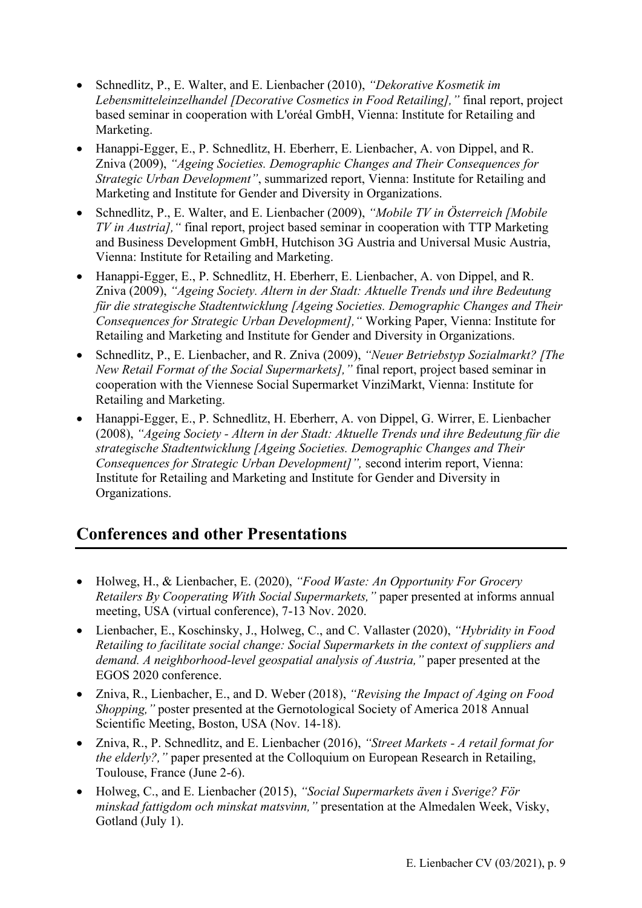- Schnedlitz, P., E. Walter, and E. Lienbacher (2010), *"Dekorative Kosmetik im Lebensmitteleinzelhandel [Decorative Cosmetics in Food Retailing],"* final report, project based seminar in cooperation with L'oréal GmbH, Vienna: Institute for Retailing and Marketing.
- Hanappi-Egger, E., P. Schnedlitz, H. Eberherr, E. Lienbacher, A. von Dippel, and R. Zniva (2009), *"Ageing Societies. Demographic Changes and Their Consequences for Strategic Urban Development"*, summarized report, Vienna: Institute for Retailing and Marketing and Institute for Gender and Diversity in Organizations.
- Schnedlitz, P., E. Walter, and E. Lienbacher (2009), *"Mobile TV in Österreich [Mobile TV in Austria],"* final report, project based seminar in cooperation with TTP Marketing and Business Development GmbH, Hutchison 3G Austria and Universal Music Austria, Vienna: Institute for Retailing and Marketing.
- Hanappi-Egger, E., P. Schnedlitz, H. Eberherr, E. Lienbacher, A. von Dippel, and R. Zniva (2009), *"Ageing Society. Altern in der Stadt: Aktuelle Trends und ihre Bedeutung für die strategische Stadtentwicklung [Ageing Societies. Demographic Changes and Their Consequences for Strategic Urban Development],"* Working Paper, Vienna: Institute for Retailing and Marketing and Institute for Gender and Diversity in Organizations.
- Schnedlitz, P., E. Lienbacher, and R. Zniva (2009), *"Neuer Betriebstyp Sozialmarkt? [The New Retail Format of the Social Supermarkets],"* final report, project based seminar in cooperation with the Viennese Social Supermarket VinziMarkt, Vienna: Institute for Retailing and Marketing.
- Hanappi-Egger, E., P. Schnedlitz, H. Eberherr, A. von Dippel, G. Wirrer, E. Lienbacher (2008), *"Ageing Society - Altern in der Stadt: Aktuelle Trends und ihre Bedeutung für die strategische Stadtentwicklung [Ageing Societies. Demographic Changes and Their Consequences for Strategic Urban Development]",* second interim report, Vienna: Institute for Retailing and Marketing and Institute for Gender and Diversity in Organizations.

## Conferences and other Presentations

- Holweg, H., & Lienbacher, E. (2020), *"Food Waste: An Opportunity For Grocery Retailers By Cooperating With Social Supermarkets,"* paper presented at informs annual meeting, USA (virtual conference), 7-13 Nov. 2020.
- Lienbacher, E., Koschinsky, J., Holweg, C., and C. Vallaster (2020), *"Hybridity in Food Retailing to facilitate social change: Social Supermarkets in the context of suppliers and demand. A neighborhood-level geospatial analysis of Austria,"* paper presented at the EGOS 2020 conference.
- Zniva, R., Lienbacher, E., and D. Weber (2018), *"Revising the Impact of Aging on Food Shopping,"* poster presented at the Gernotological Society of America 2018 Annual Scientific Meeting, Boston, USA (Nov. 14-18).
- Zniva, R., P. Schnedlitz, and E. Lienbacher (2016), *"Street Markets - A retail format for the elderly?,"* paper presented at the Colloquium on European Research in Retailing, Toulouse, France (June 2-6).
- Holweg, C., and E. Lienbacher (2015), *"Social Supermarkets även i Sverige? För minskad fattigdom och minskat matsvinn,"* presentation at the Almedalen Week, Visky, Gotland (July 1).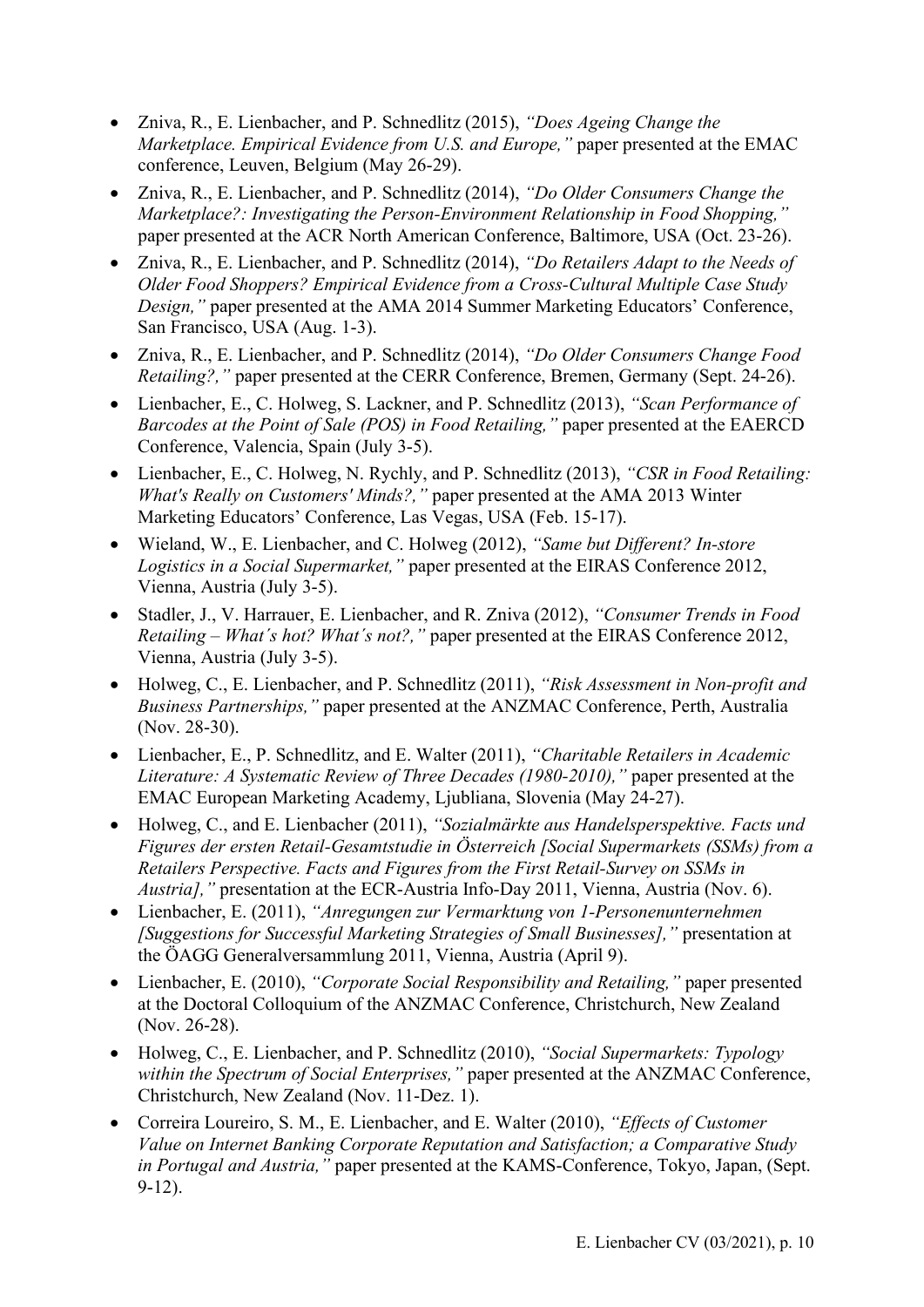- Zniva, R., E. Lienbacher, and P. Schnedlitz (2015), *"Does Ageing Change the Marketplace. Empirical Evidence from U.S. and Europe,"* paper presented at the EMAC conference, Leuven, Belgium (May 26-29).
- Zniva, R., E. Lienbacher, and P. Schnedlitz (2014), *"Do Older Consumers Change the Marketplace?: Investigating the Person-Environment Relationship in Food Shopping,"* paper presented at the ACR North American Conference, Baltimore, USA (Oct. 23-26).
- Zniva, R., E. Lienbacher, and P. Schnedlitz (2014), *"Do Retailers Adapt to the Needs of Older Food Shoppers? Empirical Evidence from a Cross-Cultural Multiple Case Study Design,"* paper presented at the AMA 2014 Summer Marketing Educators' Conference, San Francisco, USA (Aug. 1-3).
- Zniva, R., E. Lienbacher, and P. Schnedlitz (2014), *"Do Older Consumers Change Food Retailing?,"* paper presented at the CERR Conference, Bremen, Germany (Sept. 24-26).
- Lienbacher, E., C. Holweg, S. Lackner, and P. Schnedlitz (2013), *"Scan Performance of Barcodes at the Point of Sale (POS) in Food Retailing,"* paper presented at the EAERCD Conference, Valencia, Spain (July 3-5).
- Lienbacher, E., C. Holweg, N. Rychly, and P. Schnedlitz (2013), *"CSR in Food Retailing: What's Really on Customers' Minds?,"* paper presented at the AMA 2013 Winter Marketing Educators' Conference, Las Vegas, USA (Feb. 15-17).
- Wieland, W., E. Lienbacher, and C. Holweg (2012), *"Same but Different? In-store Logistics in a Social Supermarket,"* paper presented at the EIRAS Conference 2012, Vienna, Austria (July 3-5).
- Stadler, J., V. Harrauer, E. Lienbacher, and R. Zniva (2012), *"Consumer Trends in Food Retailing – What´s hot? What´s not?,"* paper presented at the EIRAS Conference 2012, Vienna, Austria (July 3-5).
- Holweg, C., E. Lienbacher, and P. Schnedlitz (2011), *"Risk Assessment in Non-profit and Business Partnerships,"* paper presented at the ANZMAC Conference, Perth, Australia (Nov. 28-30).
- Lienbacher, E., P. Schnedlitz, and E. Walter (2011), *"Charitable Retailers in Academic Literature: A Systematic Review of Three Decades (1980-2010),"* paper presented at the EMAC European Marketing Academy, Ljubliana, Slovenia (May 24-27).
- Holweg, C., and E. Lienbacher (2011), *"Sozialmärkte aus Handelsperspektive. Facts und Figures der ersten Retail-Gesamtstudie in Österreich [Social Supermarkets (SSMs) from a Retailers Perspective. Facts and Figures from the First Retail-Survey on SSMs in Austria],"* presentation at the ECR-Austria Info-Day 2011, Vienna, Austria (Nov. 6).
- Lienbacher, E. (2011), *"Anregungen zur Vermarktung von 1-Personenunternehmen [Suggestions for Successful Marketing Strategies of Small Businesses],"* presentation at the ÖAGG Generalversammlung 2011, Vienna, Austria (April 9).
- Lienbacher, E. (2010), *"Corporate Social Responsibility and Retailing,"* paper presented at the Doctoral Colloquium of the ANZMAC Conference, Christchurch, New Zealand (Nov. 26-28).
- Holweg, C., E. Lienbacher, and P. Schnedlitz (2010), *"Social Supermarkets: Typology within the Spectrum of Social Enterprises,"* paper presented at the ANZMAC Conference, Christchurch, New Zealand (Nov. 11-Dez. 1).
- Correira Loureiro, S. M., E. Lienbacher, and E. Walter (2010), *"Effects of Customer Value on Internet Banking Corporate Reputation and Satisfaction; a Comparative Study in Portugal and Austria,"* paper presented at the KAMS-Conference, Tokyo, Japan, (Sept. 9-12).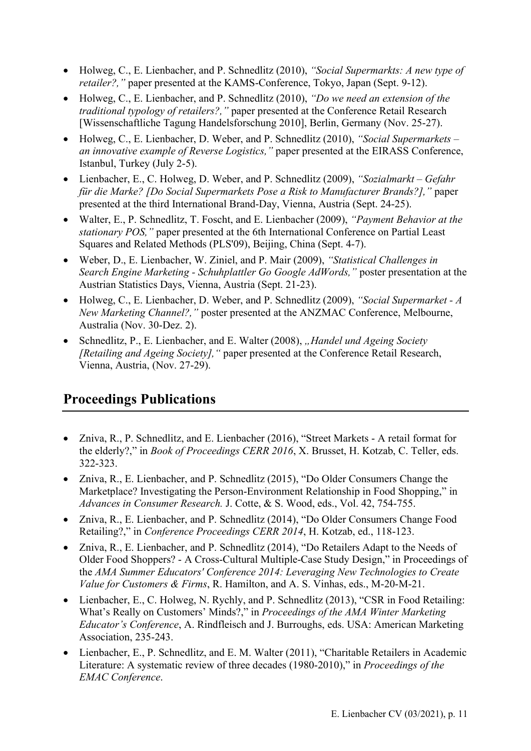- Holweg, C., E. Lienbacher, and P. Schnedlitz (2010), *"Social Supermarkts: A new type of retailer?,"* paper presented at the KAMS-Conference, Tokyo, Japan (Sept. 9-12).
- Holweg, C., E. Lienbacher, and P. Schnedlitz (2010), *"Do we need an extension of the traditional typology of retailers?,"* paper presented at the Conference Retail Research [Wissenschaftliche Tagung Handelsforschung 2010], Berlin, Germany (Nov. 25-27).
- Holweg, C., E. Lienbacher, D. Weber, and P. Schnedlitz (2010), *"Social Supermarkets – an innovative example of Reverse Logistics,"* paper presented at the EIRASS Conference, Istanbul, Turkey (July 2-5).
- Lienbacher, E., C. Holweg, D. Weber, and P. Schnedlitz (2009), *"Sozialmarkt – Gefahr für die Marke? [Do Social Supermarkets Pose a Risk to Manufacturer Brands?],"* paper presented at the third International Brand-Day, Vienna, Austria (Sept. 24-25).
- Walter, E., P. Schnedlitz, T. Foscht, and E. Lienbacher (2009), *"Payment Behavior at the stationary POS,"* paper presented at the 6th International Conference on Partial Least Squares and Related Methods (PLS'09), Beijing, China (Sept. 4-7).
- Weber, D., E. Lienbacher, W. Ziniel, and P. Mair (2009), *"Statistical Challenges in Search Engine Marketing - Schuhplattler Go Google AdWords,"* poster presentation at the Austrian Statistics Days, Vienna, Austria (Sept. 21-23).
- Holweg, C., E. Lienbacher, D. Weber, and P. Schnedlitz (2009), *"Social Supermarket - A New Marketing Channel?,"* poster presented at the ANZMAC Conference, Melbourne, Australia (Nov. 30-Dez. 2).
- Schnedlitz, P., E. Lienbacher, and E. Walter (2008), *„Handel und Ageing Society [Retailing and Ageing Society],"* paper presented at the Conference Retail Research, Vienna, Austria, (Nov. 27-29).

## Proceedings Publications

- Zniva, R., P. Schnedlitz, and E. Lienbacher (2016), "Street Markets - A retail format for the elderly?," in *Book of Proceedings CERR 2016*, X. Brusset, H. Kotzab, C. Teller, eds. 322-323.
- Zniva, R., E. Lienbacher, and P. Schnedlitz (2015), "Do Older Consumers Change the Marketplace? Investigating the Person-Environment Relationship in Food Shopping," in *Advances in Consumer Research.* J. Cotte, & S. Wood, eds., Vol. 42, 754-755.
- Zniva, R., E. Lienbacher, and P. Schnedlitz (2014), "Do Older Consumers Change Food Retailing?," in *Conference Proceedings CERR 2014*, H. Kotzab, ed., 118-123.
- Zniva, R., E. Lienbacher, and P. Schnedlitz (2014), "Do Retailers Adapt to the Needs of Older Food Shoppers? - A Cross-Cultural Multiple-Case Study Design," in Proceedings of the *AMA Summer Educators' Conference 2014: Leveraging New Technologies to Create Value for Customers & Firms*, R. Hamilton, and A. S. Vinhas, eds., M-20-M-21.
- Lienbacher, E., C. Holweg, N. Rychly, and P. Schnedlitz (2013), "CSR in Food Retailing: What's Really on Customers' Minds?," in *Proceedings of the AMA Winter Marketing Educator's Conference*, A. Rindfleisch and J. Burroughs, eds. USA: American Marketing Association, 235-243.
- Lienbacher, E., P. Schnedlitz, and E. M. Walter (2011), "Charitable Retailers in Academic Literature: A systematic review of three decades (1980-2010)," in *Proceedings of the EMAC Conference*.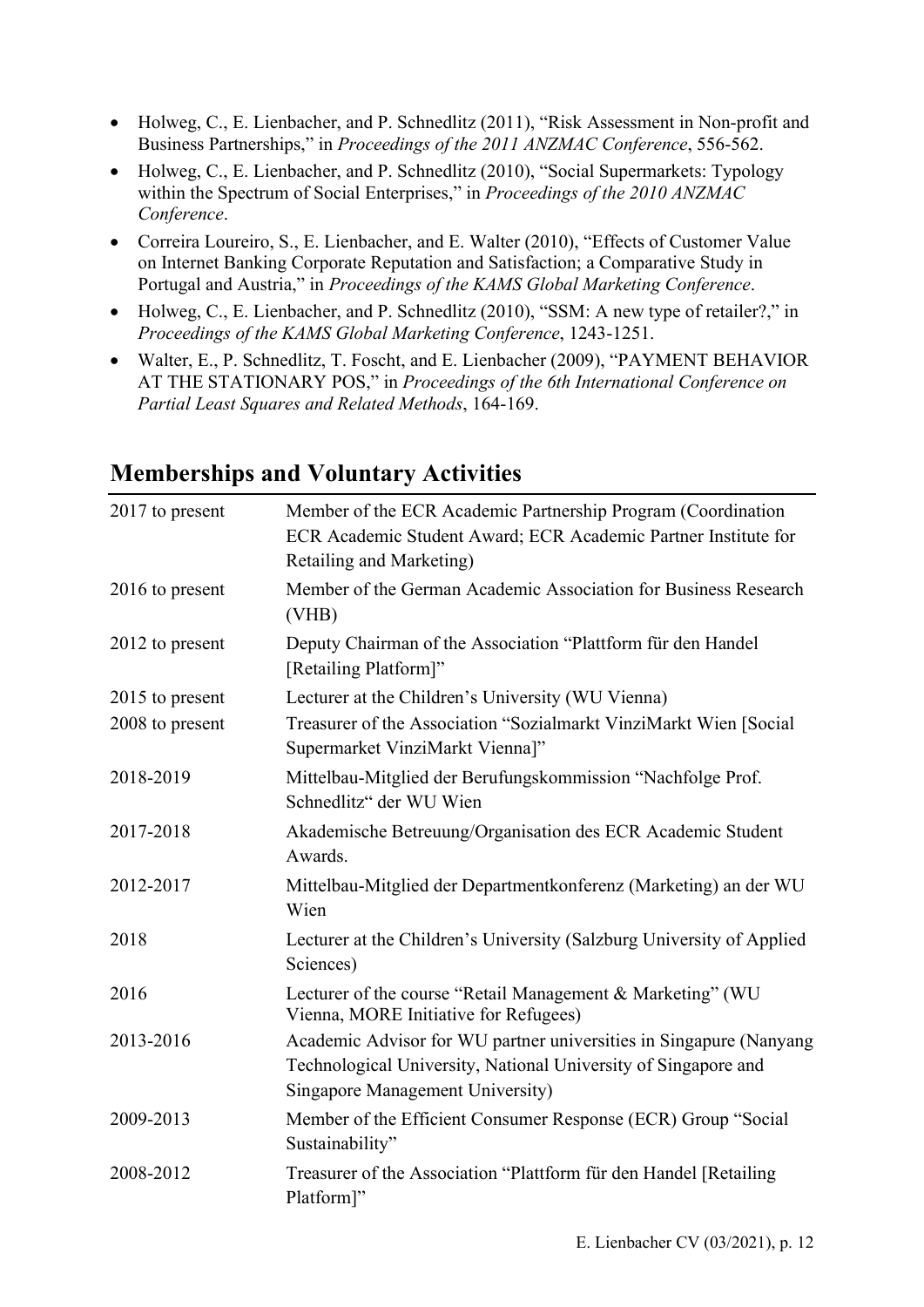- Holweg, C., E. Lienbacher, and P. Schnedlitz (2011), "Risk Assessment in Non-profit and Business Partnerships," in *Proceedings of the 2011 ANZMAC Conference*, 556-562.
- Holweg, C., E. Lienbacher, and P. Schnedlitz (2010), "Social Supermarkets: Typology within the Spectrum of Social Enterprises," in *Proceedings of the 2010 ANZMAC Conference*.
- Correira Loureiro, S., E. Lienbacher, and E. Walter (2010), "Effects of Customer Value on Internet Banking Corporate Reputation and Satisfaction; a Comparative Study in Portugal and Austria," in *Proceedings of the KAMS Global Marketing Conference*.
- Holweg, C., E. Lienbacher, and P. Schnedlitz (2010), "SSM: A new type of retailer?," in *Proceedings of the KAMS Global Marketing Conference*, 1243-1251.
- Walter, E., P. Schnedlitz, T. Foscht, and E. Lienbacher (2009), "PAYMENT BEHAVIOR AT THE STATIONARY POS," in *Proceedings of the 6th International Conference on Partial Least Squares and Related Methods*, 164-169.

## Memberships and Voluntary Activities

| | |
|---|---|
| 2017 to present | Member of the ECR Academic Partnership Program (Coordination ECR Academic Student Award; ECR Academic Partner Institute for Retailing and Marketing) |
| 2016 to present | Member of the German Academic Association for Business Research (VHB) |
| 2012 to present | Deputy Chairman of the Association "Plattform für den Handel [Retailing Platform]" |
| 2015 to present | Lecturer at the Children's University (WU Vienna) |
| 2008 to present | Treasurer of the Association "Sozialmarkt VinziMarkt Wien [Social Supermarket VinziMarkt Vienna]" |
| 2018-2019 | Mittelbau-Mitglied der Berufungskommission "Nachfolge Prof. Schnedlitz" der WU Wien |
| 2017-2018 | Akademische Betreuung/Organisation des ECR Academic Student Awards. |
| 2012-2017 | Mittelbau-Mitglied der Departmentkonferenz (Marketing) an der WU Wien |
| 2018 | Lecturer at the Children's University (Salzburg University of Applied Sciences) |
| 2016 | Lecturer of the course "Retail Management & Marketing" (WU Vienna, MORE Initiative for Refugees) |
| 2013-2016 | Academic Advisor for WU partner universities in Singapure (Nanyang Technological University, National University of Singapore and Singapore Management University) |
| 2009-2013 | Member of the Efficient Consumer Response (ECR) Group "Social Sustainability" |
| 2008-2012 | Treasurer of the Association "Plattform für den Handel [Retailing Platform]" |